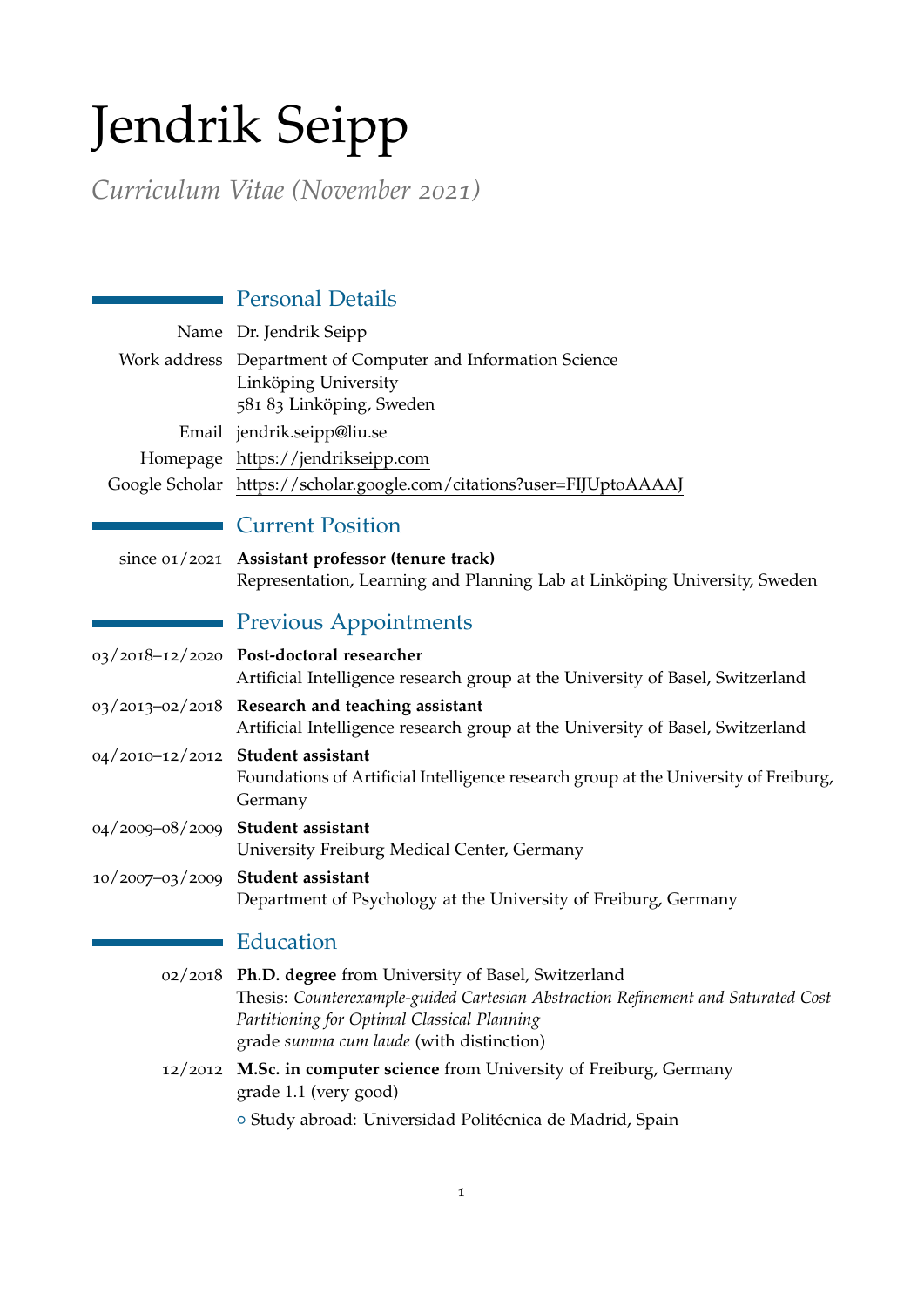# Jendrik Seipp

*Curriculum Vitae (November 2021)*

## Personal Details

| | |
|---|---|
| Name | Dr. Jendrik Seipp |
| Work address | Department of Computer and Information Science<br>Linköping University<br>581 83 Linköping, Sweden |
| Email | jendrik.seipp@liu.se |
| Homepage | https://jendrikseipp.com |
| Google Scholar | https://scholar.google.com/citations?user=FIJUptoAAAAJ |

## Current Position

since 01/2021 **Assistant professor (tenure track)**
Representation, Learning and Planning Lab at Linköping University, Sweden

## Previous Appointments

03/2018–12/2020 **Post-doctoral researcher**
Artificial Intelligence research group at the University of Basel, Switzerland

03/2013–02/2018 **Research and teaching assistant**
Artificial Intelligence research group at the University of Basel, Switzerland

04/2010–12/2012 **Student assistant**
Foundations of Artificial Intelligence research group at the University of Freiburg, Germany

04/2009–08/2009 **Student assistant**
University Freiburg Medical Center, Germany

10/2007–03/2009 **Student assistant**
Department of Psychology at the University of Freiburg, Germany

## Education

02/2018 **Ph.D. degree** from University of Basel, Switzerland
Thesis: *Counterexample-guided Cartesian Abstraction Refinement and Saturated Cost Partitioning for Optimal Classical Planning*
grade *summa cum laude* (with distinction)

12/2012 **M.Sc. in computer science** from University of Freiburg, Germany
grade 1.1 (very good)

- Study abroad: Universidad Politécnica de Madrid, Spain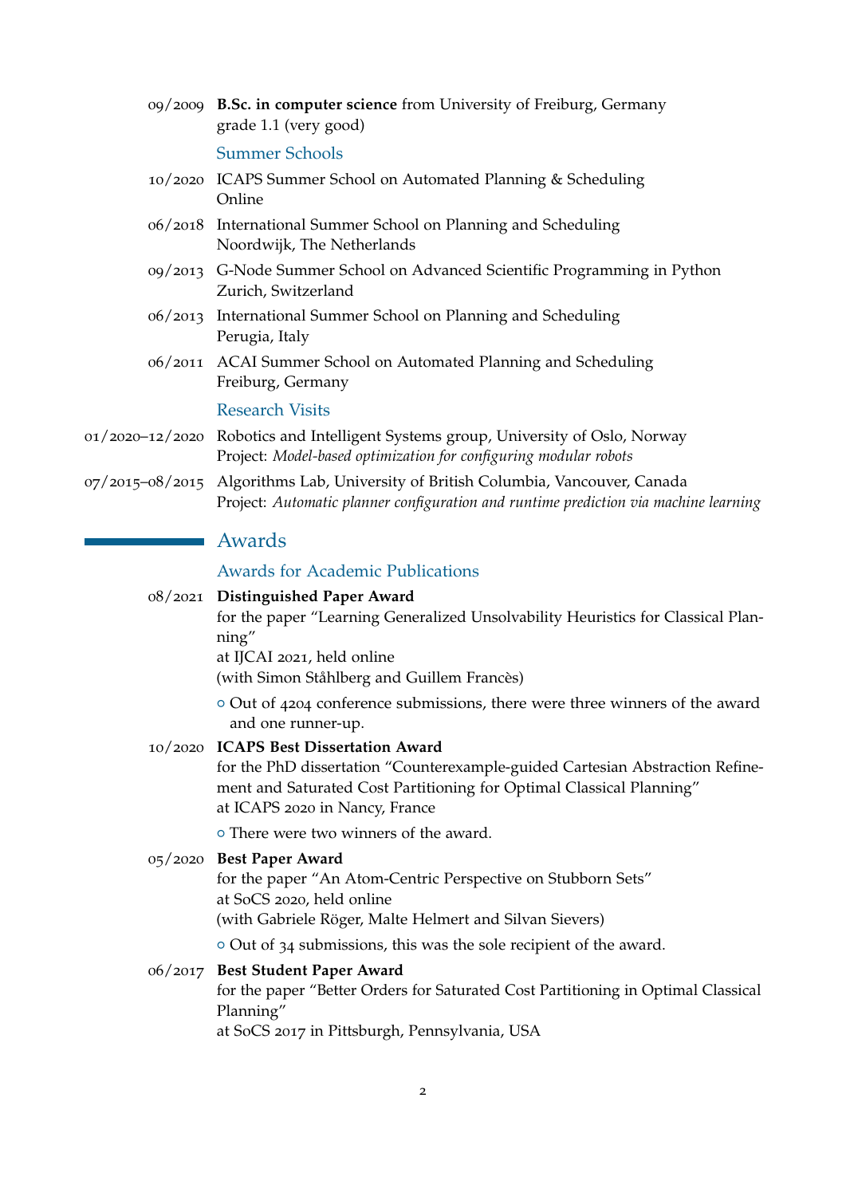09/2009 **B.Sc. in computer science** from University of Freiburg, Germany
grade 1.1 (very good)

### Summer Schools

10/2020 ICAPS Summer School on Automated Planning & Scheduling
Online

06/2018 International Summer School on Planning and Scheduling
Noordwijk, The Netherlands

09/2013 G-Node Summer School on Advanced Scientific Programming in Python
Zurich, Switzerland

06/2013 International Summer School on Planning and Scheduling
Perugia, Italy

06/2011 ACAI Summer School on Automated Planning and Scheduling
Freiburg, Germany

### Research Visits

01/2020–12/2020 Robotics and Intelligent Systems group, University of Oslo, Norway
Project: *Model-based optimization for configuring modular robots*

07/2015–08/2015 Algorithms Lab, University of British Columbia, Vancouver, Canada
Project: *Automatic planner configuration and runtime prediction via machine learning*

## Awards

### Awards for Academic Publications

08/2021 **Distinguished Paper Award**
for the paper "Learning Generalized Unsolvability Heuristics for Classical Planning"
at IJCAI 2021, held online
(with Simon Ståhlberg and Guillem Francès)

- Out of 4204 conference submissions, there were three winners of the award and one runner-up.

10/2020 **ICAPS Best Dissertation Award**
for the PhD dissertation "Counterexample-guided Cartesian Abstraction Refinement and Saturated Cost Partitioning for Optimal Classical Planning"
at ICAPS 2020 in Nancy, France

- There were two winners of the award.

05/2020 **Best Paper Award**
for the paper "An Atom-Centric Perspective on Stubborn Sets"
at SoCS 2020, held online
(with Gabriele Röger, Malte Helmert and Silvan Sievers)

- Out of 34 submissions, this was the sole recipient of the award.

06/2017 **Best Student Paper Award**
for the paper "Better Orders for Saturated Cost Partitioning in Optimal Classical Planning"
at SoCS 2017 in Pittsburgh, Pennsylvania, USA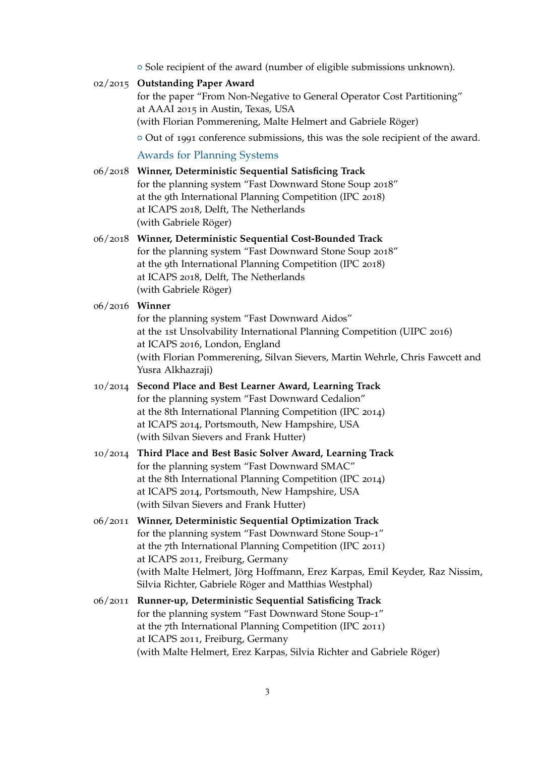- Sole recipient of the award (number of eligible submissions unknown).

02/2015 **Outstanding Paper Award**
for the paper "From Non-Negative to General Operator Cost Partitioning"
at AAAI 2015 in Austin, Texas, USA
(with Florian Pommerening, Malte Helmert and Gabriele Röger)

- Out of 1991 conference submissions, this was the sole recipient of the award.

### Awards for Planning Systems

06/2018 **Winner, Deterministic Sequential Satisficing Track**
for the planning system "Fast Downward Stone Soup 2018"
at the 9th International Planning Competition (IPC 2018)
at ICAPS 2018, Delft, The Netherlands
(with Gabriele Röger)

06/2018 **Winner, Deterministic Sequential Cost-Bounded Track**
for the planning system "Fast Downward Stone Soup 2018"
at the 9th International Planning Competition (IPC 2018)
at ICAPS 2018, Delft, The Netherlands
(with Gabriele Röger)

06/2016 **Winner**
for the planning system "Fast Downward Aidos"
at the 1st Unsolvability International Planning Competition (UIPC 2016)
at ICAPS 2016, London, England
(with Florian Pommerening, Silvan Sievers, Martin Wehrle, Chris Fawcett and Yusra Alkhazraji)

10/2014 **Second Place and Best Learner Award, Learning Track**
for the planning system "Fast Downward Cedalion"
at the 8th International Planning Competition (IPC 2014)
at ICAPS 2014, Portsmouth, New Hampshire, USA
(with Silvan Sievers and Frank Hutter)

10/2014 **Third Place and Best Basic Solver Award, Learning Track**
for the planning system "Fast Downward SMAC"
at the 8th International Planning Competition (IPC 2014)
at ICAPS 2014, Portsmouth, New Hampshire, USA
(with Silvan Sievers and Frank Hutter)

06/2011 **Winner, Deterministic Sequential Optimization Track**
for the planning system "Fast Downward Stone Soup-1"
at the 7th International Planning Competition (IPC 2011)
at ICAPS 2011, Freiburg, Germany
(with Malte Helmert, Jörg Hoffmann, Erez Karpas, Emil Keyder, Raz Nissim, Silvia Richter, Gabriele Röger and Matthias Westphal)

06/2011 **Runner-up, Deterministic Sequential Satisficing Track**
for the planning system "Fast Downward Stone Soup-1"
at the 7th International Planning Competition (IPC 2011)
at ICAPS 2011, Freiburg, Germany
(with Malte Helmert, Erez Karpas, Silvia Richter and Gabriele Röger)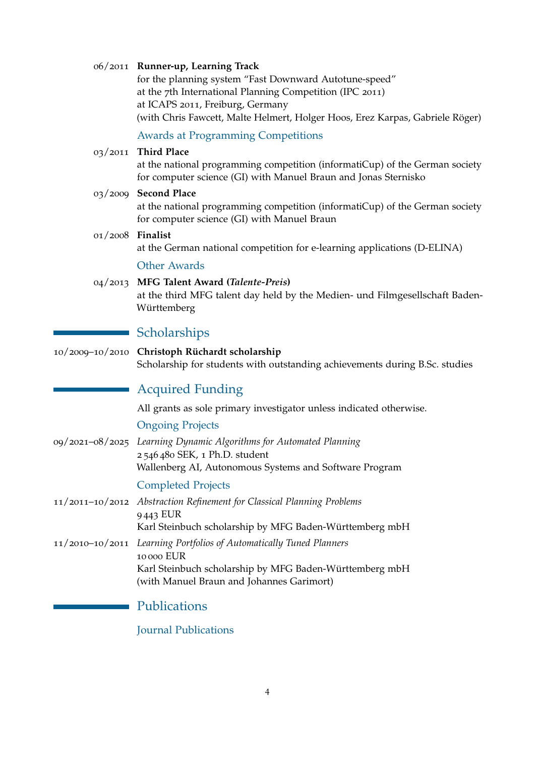06/2011 **Runner-up, Learning Track**
for the planning system “Fast Downward Autotune-speed”
at the 7th International Planning Competition (IPC 2011)
at ICAPS 2011, Freiburg, Germany
(with Chris Fawcett, Malte Helmert, Holger Hoos, Erez Karpas, Gabriele Röger)

### Awards at Programming Competitions

03/2011 **Third Place**
at the national programming competition (informatiCup) of the German society for computer science (GI) with Manuel Braun and Jonas Sternisko

03/2009 **Second Place**
at the national programming competition (informatiCup) of the German society for computer science (GI) with Manuel Braun

01/2008 **Finalist**
at the German national competition for e-learning applications (D-ELINA)

### Other Awards

04/2013 **MFG Talent Award (*Talente-Preis*)**
at the third MFG talent day held by the Medien- und Filmgesellschaft Baden-Württemberg

## Scholarships

10/2009–10/2010 **Christoph Rüchardt scholarship**
Scholarship for students with outstanding achievements during B.Sc. studies

## Acquired Funding

All grants as sole primary investigator unless indicated otherwise.

### Ongoing Projects

09/2021–08/2025 *Learning Dynamic Algorithms for Automated Planning*
2 546 480 SEK, 1 Ph.D. student
Wallenberg AI, Autonomous Systems and Software Program

### Completed Projects

11/2011–10/2012 *Abstraction Refinement for Classical Planning Problems*
9 443 EUR
Karl Steinbuch scholarship by MFG Baden-Württemberg mbH

11/2010–10/2011 *Learning Portfolios of Automatically Tuned Planners*
10 000 EUR
Karl Steinbuch scholarship by MFG Baden-Württemberg mbH
(with Manuel Braun and Johannes Garimort)

## Publications

### Journal Publications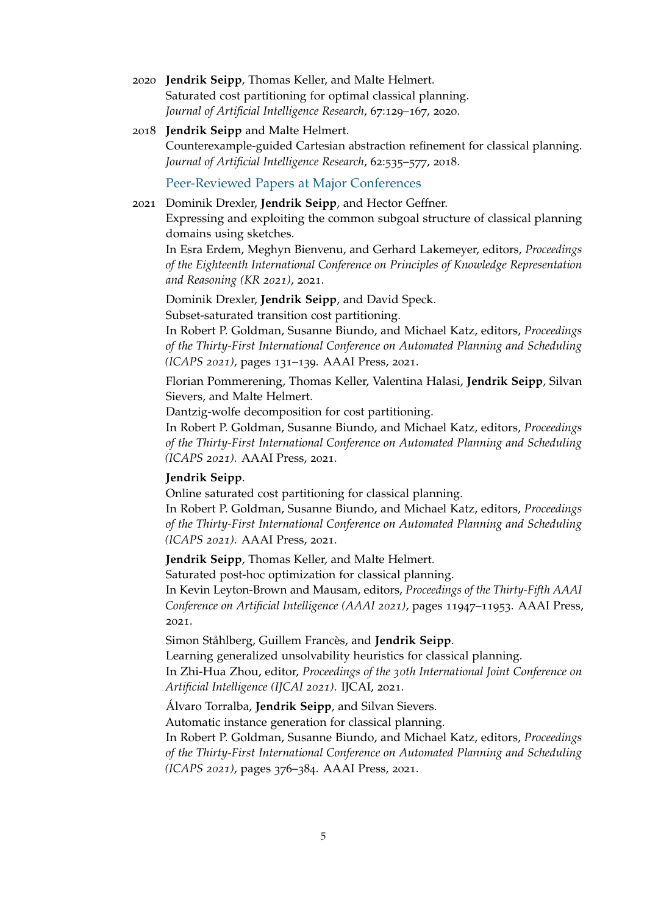2020 **Jendrik Seipp**, Thomas Keller, and Malte Helmert.
Saturated cost partitioning for optimal classical planning.
*Journal of Artificial Intelligence Research*, 67:129–167, 2020.

2018 **Jendrik Seipp** and Malte Helmert.
Counterexample-guided Cartesian abstraction refinement for classical planning.
*Journal of Artificial Intelligence Research*, 62:535–577, 2018.

## Peer-Reviewed Papers at Major Conferences

2021 Dominik Drexler, **Jendrik Seipp**, and Hector Geffner.
Expressing and exploiting the common subgoal structure of classical planning domains using sketches.
In Esra Erdem, Meghyn Bienvenu, and Gerhard Lakemeyer, editors, *Proceedings of the Eighteenth International Conference on Principles of Knowledge Representation and Reasoning (KR 2021)*, 2021.

Dominik Drexler, **Jendrik Seipp**, and David Speck.
Subset-saturated transition cost partitioning.
In Robert P. Goldman, Susanne Biundo, and Michael Katz, editors, *Proceedings of the Thirty-First International Conference on Automated Planning and Scheduling (ICAPS 2021)*, pages 131–139. AAAI Press, 2021.

Florian Pommerening, Thomas Keller, Valentina Halasi, **Jendrik Seipp**, Silvan Sievers, and Malte Helmert.
Dantzig-wolfe decomposition for cost partitioning.
In Robert P. Goldman, Susanne Biundo, and Michael Katz, editors, *Proceedings of the Thirty-First International Conference on Automated Planning and Scheduling (ICAPS 2021)*. AAAI Press, 2021.

**Jendrik Seipp**.
Online saturated cost partitioning for classical planning.
In Robert P. Goldman, Susanne Biundo, and Michael Katz, editors, *Proceedings of the Thirty-First International Conference on Automated Planning and Scheduling (ICAPS 2021)*. AAAI Press, 2021.

**Jendrik Seipp**, Thomas Keller, and Malte Helmert.
Saturated post-hoc optimization for classical planning.
In Kevin Leyton-Brown and Mausam, editors, *Proceedings of the Thirty-Fifth AAAI Conference on Artificial Intelligence (AAAI 2021)*, pages 11947–11953. AAAI Press, 2021.

Simon Ståhlberg, Guillem Francès, and **Jendrik Seipp**.
Learning generalized unsolvability heuristics for classical planning.
In Zhi-Hua Zhou, editor, *Proceedings of the 30th International Joint Conference on Artificial Intelligence (IJCAI 2021)*. IJCAI, 2021.

Álvaro Torralba, **Jendrik Seipp**, and Silvan Sievers.
Automatic instance generation for classical planning.
In Robert P. Goldman, Susanne Biundo, and Michael Katz, editors, *Proceedings of the Thirty-First International Conference on Automated Planning and Scheduling (ICAPS 2021)*, pages 376–384. AAAI Press, 2021.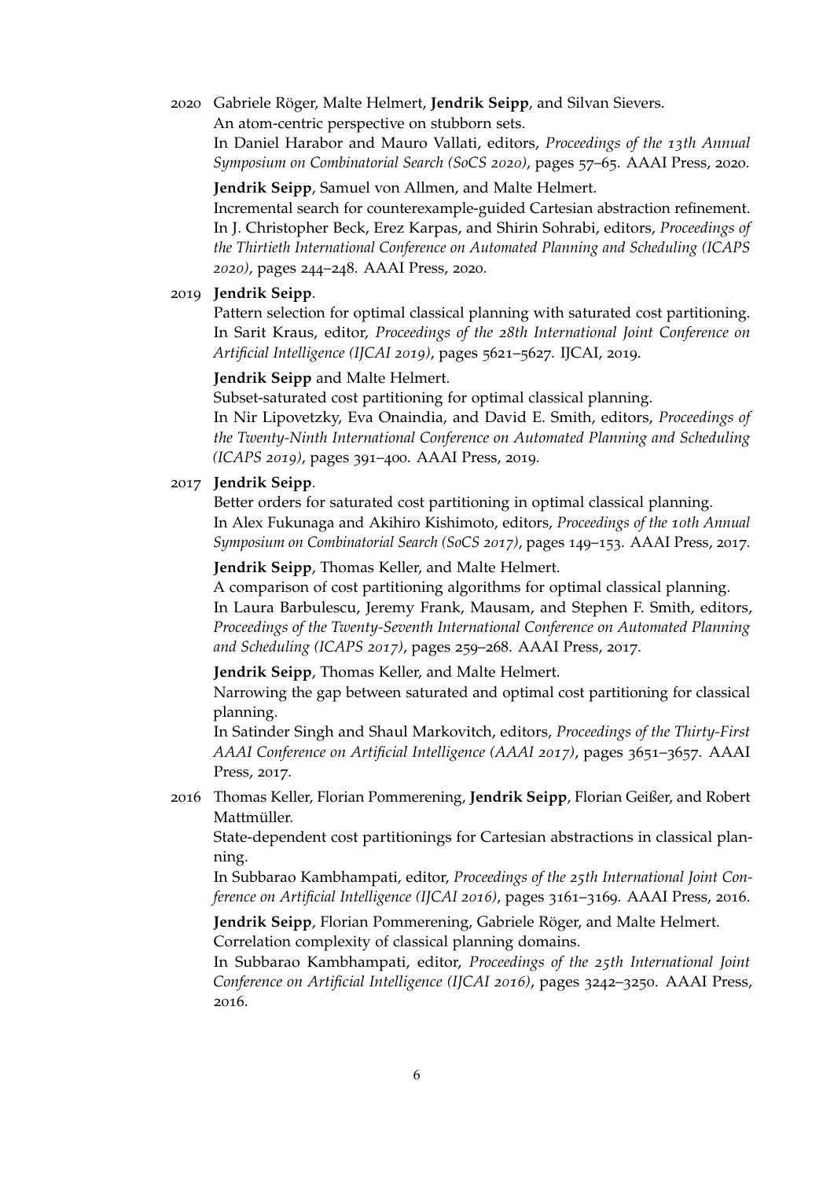2020 Gabriele Röger, Malte Helmert, **Jendrik Seipp**, and Silvan Sievers.
An atom-centric perspective on stubborn sets.
In Daniel Harabor and Mauro Vallati, editors, *Proceedings of the 13th Annual Symposium on Combinatorial Search (SoCS 2020)*, pages 57–65. AAAI Press, 2020.

**Jendrik Seipp**, Samuel von Allmen, and Malte Helmert.
Incremental search for counterexample-guided Cartesian abstraction refinement.
In J. Christopher Beck, Erez Karpas, and Shirin Sohrabi, editors, *Proceedings of the Thirtieth International Conference on Automated Planning and Scheduling (ICAPS 2020)*, pages 244–248. AAAI Press, 2020.

2019 **Jendrik Seipp**.
Pattern selection for optimal classical planning with saturated cost partitioning.
In Sarit Kraus, editor, *Proceedings of the 28th International Joint Conference on Artificial Intelligence (IJCAI 2019)*, pages 5621–5627. IJCAI, 2019.

**Jendrik Seipp** and Malte Helmert.
Subset-saturated cost partitioning for optimal classical planning.
In Nir Lipovetzky, Eva Onaindia, and David E. Smith, editors, *Proceedings of the Twenty-Ninth International Conference on Automated Planning and Scheduling (ICAPS 2019)*, pages 391–400. AAAI Press, 2019.

2017 **Jendrik Seipp**.
Better orders for saturated cost partitioning in optimal classical planning.
In Alex Fukunaga and Akihiro Kishimoto, editors, *Proceedings of the 10th Annual Symposium on Combinatorial Search (SoCS 2017)*, pages 149–153. AAAI Press, 2017.

**Jendrik Seipp**, Thomas Keller, and Malte Helmert.
A comparison of cost partitioning algorithms for optimal classical planning.
In Laura Barbulescu, Jeremy Frank, Mausam, and Stephen F. Smith, editors, *Proceedings of the Twenty-Seventh International Conference on Automated Planning and Scheduling (ICAPS 2017)*, pages 259–268. AAAI Press, 2017.

**Jendrik Seipp**, Thomas Keller, and Malte Helmert.
Narrowing the gap between saturated and optimal cost partitioning for classical planning.
In Satinder Singh and Shaul Markovitch, editors, *Proceedings of the Thirty-First AAAI Conference on Artificial Intelligence (AAAI 2017)*, pages 3651–3657. AAAI Press, 2017.

2016 Thomas Keller, Florian Pommerening, **Jendrik Seipp**, Florian Geißer, and Robert Mattmüller.
State-dependent cost partitionings for Cartesian abstractions in classical planning.
In Subbarao Kambhampati, editor, *Proceedings of the 25th International Joint Conference on Artificial Intelligence (IJCAI 2016)*, pages 3161–3169. AAAI Press, 2016.

**Jendrik Seipp**, Florian Pommerening, Gabriele Röger, and Malte Helmert.
Correlation complexity of classical planning domains.
In Subbarao Kambhampati, editor, *Proceedings of the 25th International Joint Conference on Artificial Intelligence (IJCAI 2016)*, pages 3242–3250. AAAI Press, 2016.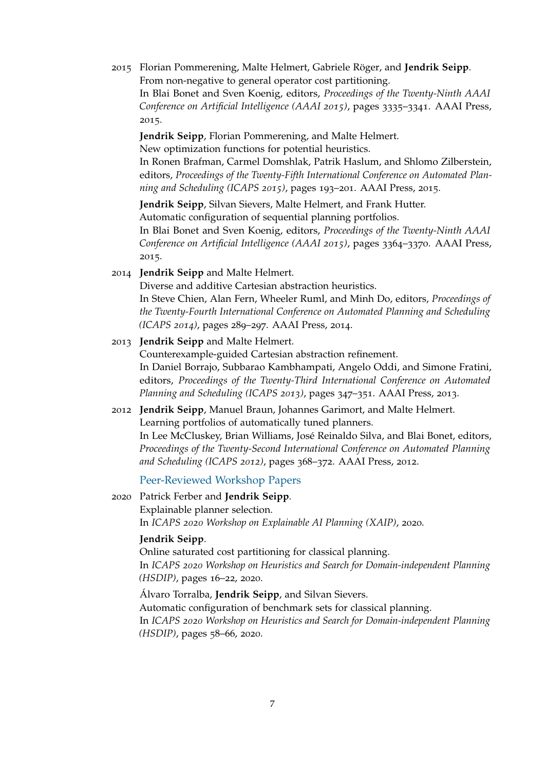2015 Florian Pommerening, Malte Helmert, Gabriele Röger, and **Jendrik Seipp**.
From non-negative to general operator cost partitioning.
In Blai Bonet and Sven Koenig, editors, *Proceedings of the Twenty-Ninth AAAI Conference on Artificial Intelligence (AAAI 2015)*, pages 3335–3341. AAAI Press, 2015.

**Jendrik Seipp**, Florian Pommerening, and Malte Helmert.
New optimization functions for potential heuristics.
In Ronen Brafman, Carmel Domshlak, Patrik Haslum, and Shlomo Zilberstein, editors, *Proceedings of the Twenty-Fifth International Conference on Automated Planning and Scheduling (ICAPS 2015)*, pages 193–201. AAAI Press, 2015.

**Jendrik Seipp**, Silvan Sievers, Malte Helmert, and Frank Hutter.
Automatic configuration of sequential planning portfolios.
In Blai Bonet and Sven Koenig, editors, *Proceedings of the Twenty-Ninth AAAI Conference on Artificial Intelligence (AAAI 2015)*, pages 3364–3370. AAAI Press, 2015.

2014 **Jendrik Seipp** and Malte Helmert.
Diverse and additive Cartesian abstraction heuristics.
In Steve Chien, Alan Fern, Wheeler Ruml, and Minh Do, editors, *Proceedings of the Twenty-Fourth International Conference on Automated Planning and Scheduling (ICAPS 2014)*, pages 289–297. AAAI Press, 2014.

2013 **Jendrik Seipp** and Malte Helmert.
Counterexample-guided Cartesian abstraction refinement.
In Daniel Borrajo, Subbarao Kambhampati, Angelo Oddi, and Simone Fratini, editors, *Proceedings of the Twenty-Third International Conference on Automated Planning and Scheduling (ICAPS 2013)*, pages 347–351. AAAI Press, 2013.

2012 **Jendrik Seipp**, Manuel Braun, Johannes Garimort, and Malte Helmert.
Learning portfolios of automatically tuned planners.
In Lee McCluskey, Brian Williams, José Reinaldo Silva, and Blai Bonet, editors, *Proceedings of the Twenty-Second International Conference on Automated Planning and Scheduling (ICAPS 2012)*, pages 368–372. AAAI Press, 2012.

## Peer-Reviewed Workshop Papers

2020 Patrick Ferber and **Jendrik Seipp**.
Explainable planner selection.
In *ICAPS 2020 Workshop on Explainable AI Planning (XAIP)*, 2020.

**Jendrik Seipp**.
Online saturated cost partitioning for classical planning.
In *ICAPS 2020 Workshop on Heuristics and Search for Domain-independent Planning (HSDIP)*, pages 16–22, 2020.

Álvaro Torralba, **Jendrik Seipp**, and Silvan Sievers.
Automatic configuration of benchmark sets for classical planning.
In *ICAPS 2020 Workshop on Heuristics and Search for Domain-independent Planning (HSDIP)*, pages 58–66, 2020.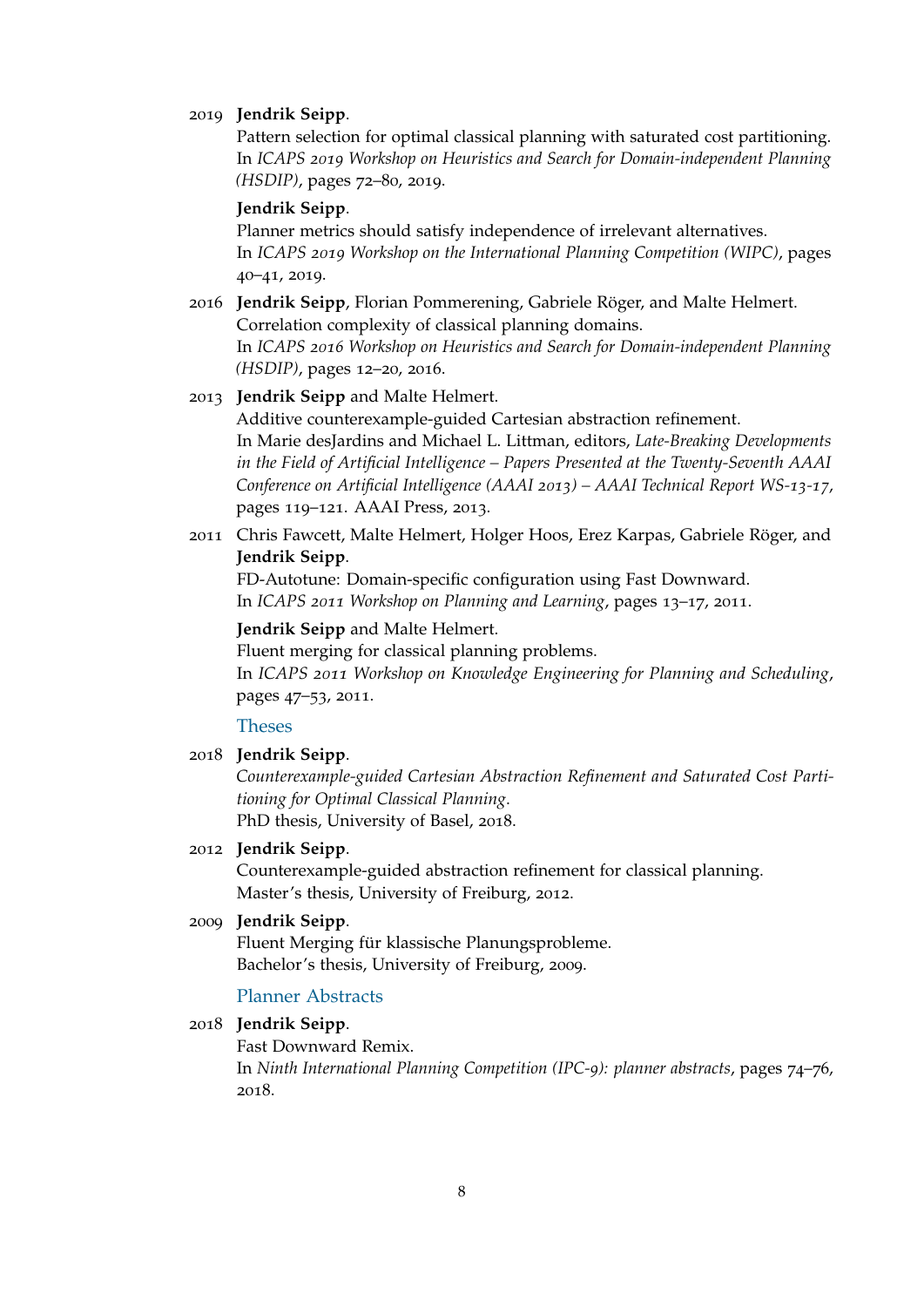2019 **Jendrik Seipp**.
Pattern selection for optimal classical planning with saturated cost partitioning.
In *ICAPS 2019 Workshop on Heuristics and Search for Domain-independent Planning (HSDIP)*, pages 72–80, 2019.

**Jendrik Seipp**.
Planner metrics should satisfy independence of irrelevant alternatives.
In *ICAPS 2019 Workshop on the International Planning Competition (WIPC)*, pages 40–41, 2019.

2016 **Jendrik Seipp**, Florian Pommerening, Gabriele Röger, and Malte Helmert.
Correlation complexity of classical planning domains.
In *ICAPS 2016 Workshop on Heuristics and Search for Domain-independent Planning (HSDIP)*, pages 12–20, 2016.

2013 **Jendrik Seipp** and Malte Helmert.
Additive counterexample-guided Cartesian abstraction refinement.
In Marie desJardins and Michael L. Littman, editors, *Late-Breaking Developments in the Field of Artificial Intelligence – Papers Presented at the Twenty-Seventh AAAI Conference on Artificial Intelligence (AAAI 2013) – AAAI Technical Report WS-13-17*, pages 119–121. AAAI Press, 2013.

2011 Chris Fawcett, Malte Helmert, Holger Hoos, Erez Karpas, Gabriele Röger, and **Jendrik Seipp**.
FD-Autotune: Domain-specific configuration using Fast Downward.
In *ICAPS 2011 Workshop on Planning and Learning*, pages 13–17, 2011.

**Jendrik Seipp** and Malte Helmert.
Fluent merging for classical planning problems.
In *ICAPS 2011 Workshop on Knowledge Engineering for Planning and Scheduling*, pages 47–53, 2011.

## Theses

2018 **Jendrik Seipp**.
*Counterexample-guided Cartesian Abstraction Refinement and Saturated Cost Partitioning for Optimal Classical Planning*.
PhD thesis, University of Basel, 2018.

2012 **Jendrik Seipp**.
Counterexample-guided abstraction refinement for classical planning.
Master's thesis, University of Freiburg, 2012.

2009 **Jendrik Seipp**.
Fluent Merging für klassische Planungsprobleme.
Bachelor's thesis, University of Freiburg, 2009.

## Planner Abstracts

2018 **Jendrik Seipp**.
Fast Downward Remix.
In *Ninth International Planning Competition (IPC-9): planner abstracts*, pages 74–76, 2018.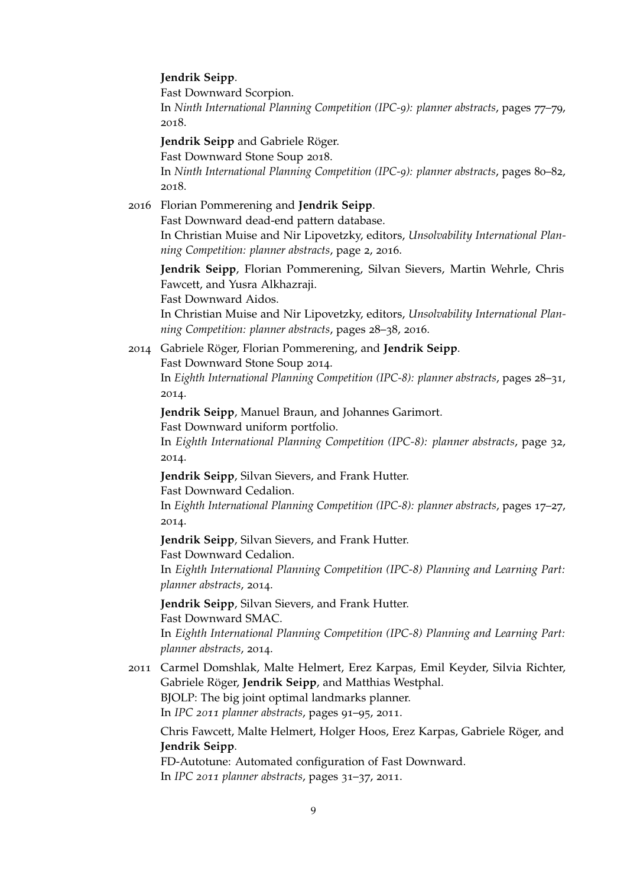**Jendrik Seipp**.
Fast Downward Scorpion.
In *Ninth International Planning Competition (IPC-9): planner abstracts*, pages 77–79, 2018.

**Jendrik Seipp** and Gabriele Röger.
Fast Downward Stone Soup 2018.
In *Ninth International Planning Competition (IPC-9): planner abstracts*, pages 80–82, 2018.

2016 Florian Pommerening and **Jendrik Seipp**.
Fast Downward dead-end pattern database.
In Christian Muise and Nir Lipovetzky, editors, *Unsolvability International Planning Competition: planner abstracts*, page 2, 2016.

**Jendrik Seipp**, Florian Pommerening, Silvan Sievers, Martin Wehrle, Chris Fawcett, and Yusra Alkhazraji.
Fast Downward Aidos.
In Christian Muise and Nir Lipovetzky, editors, *Unsolvability International Planning Competition: planner abstracts*, pages 28–38, 2016.

2014 Gabriele Röger, Florian Pommerening, and **Jendrik Seipp**.
Fast Downward Stone Soup 2014.
In *Eighth International Planning Competition (IPC-8): planner abstracts*, pages 28–31, 2014.

**Jendrik Seipp**, Manuel Braun, and Johannes Garimort.
Fast Downward uniform portfolio.
In *Eighth International Planning Competition (IPC-8): planner abstracts*, page 32, 2014.

**Jendrik Seipp**, Silvan Sievers, and Frank Hutter.
Fast Downward Cedalion.
In *Eighth International Planning Competition (IPC-8): planner abstracts*, pages 17–27, 2014.

**Jendrik Seipp**, Silvan Sievers, and Frank Hutter.
Fast Downward Cedalion.
In *Eighth International Planning Competition (IPC-8) Planning and Learning Part: planner abstracts*, 2014.

**Jendrik Seipp**, Silvan Sievers, and Frank Hutter.
Fast Downward SMAC.
In *Eighth International Planning Competition (IPC-8) Planning and Learning Part: planner abstracts*, 2014.

2011 Carmel Domshlak, Malte Helmert, Erez Karpas, Emil Keyder, Silvia Richter, Gabriele Röger, **Jendrik Seipp**, and Matthias Westphal.
BJOLP: The big joint optimal landmarks planner.
In *IPC 2011 planner abstracts*, pages 91–95, 2011.

Chris Fawcett, Malte Helmert, Holger Hoos, Erez Karpas, Gabriele Röger, and **Jendrik Seipp**.
FD-Autotune: Automated configuration of Fast Downward.
In *IPC 2011 planner abstracts*, pages 31–37, 2011.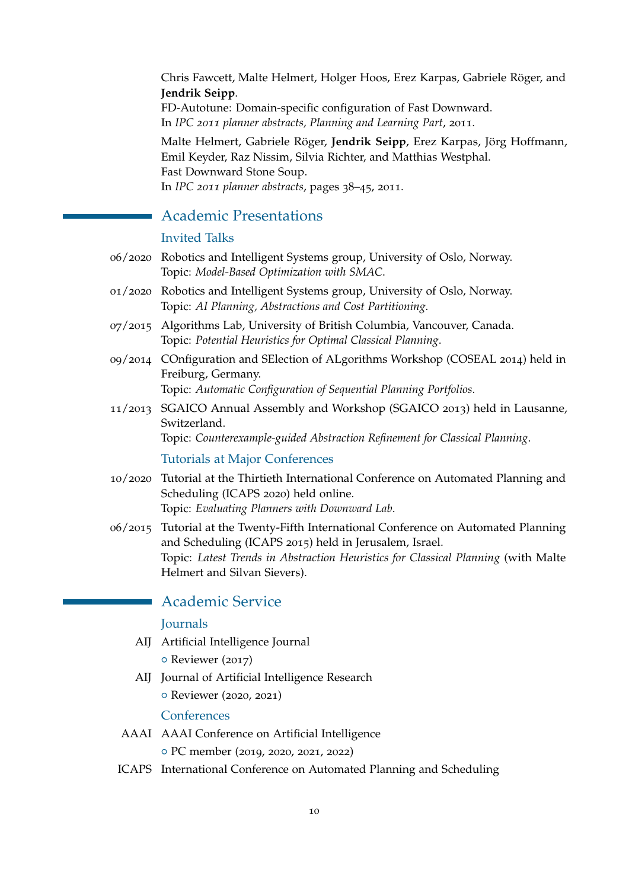Chris Fawcett, Malte Helmert, Holger Hoos, Erez Karpas, Gabriele Röger, and **Jendrik Seipp**.
FD-Autotune: Domain-specific configuration of Fast Downward.
In *IPC 2011 planner abstracts, Planning and Learning Part*, 2011.

Malte Helmert, Gabriele Röger, **Jendrik Seipp**, Erez Karpas, Jörg Hoffmann, Emil Keyder, Raz Nissim, Silvia Richter, and Matthias Westphal.
Fast Downward Stone Soup.
In *IPC 2011 planner abstracts*, pages 38–45, 2011.

## Academic Presentations

### Invited Talks

- 06/2020 Robotics and Intelligent Systems group, University of Oslo, Norway.
  Topic: *Model-Based Optimization with SMAC*.
- 01/2020 Robotics and Intelligent Systems group, University of Oslo, Norway.
  Topic: *AI Planning, Abstractions and Cost Partitioning*.
- 07/2015 Algorithms Lab, University of British Columbia, Vancouver, Canada.
  Topic: *Potential Heuristics for Optimal Classical Planning*.
- 09/2014 COnfiguration and SElection of ALgorithms Workshop (COSEAL 2014) held in Freiburg, Germany.
  Topic: *Automatic Configuration of Sequential Planning Portfolios*.
- 11/2013 SGAICO Annual Assembly and Workshop (SGAICO 2013) held in Lausanne, Switzerland.
  Topic: *Counterexample-guided Abstraction Refinement for Classical Planning*.

### Tutorials at Major Conferences

- 10/2020 Tutorial at the Thirtieth International Conference on Automated Planning and Scheduling (ICAPS 2020) held online.
  Topic: *Evaluating Planners with Downward Lab*.
- 06/2015 Tutorial at the Twenty-Fifth International Conference on Automated Planning and Scheduling (ICAPS 2015) held in Jerusalem, Israel.
  Topic: *Latest Trends in Abstraction Heuristics for Classical Planning* (with Malte Helmert and Silvan Sievers).

## Academic Service

### Journals

AIJ Artificial Intelligence Journal
- Reviewer (2017)

AIJ Journal of Artificial Intelligence Research
- Reviewer (2020, 2021)

### Conferences

AAAI AAAI Conference on Artificial Intelligence
- PC member (2019, 2020, 2021, 2022)

ICAPS International Conference on Automated Planning and Scheduling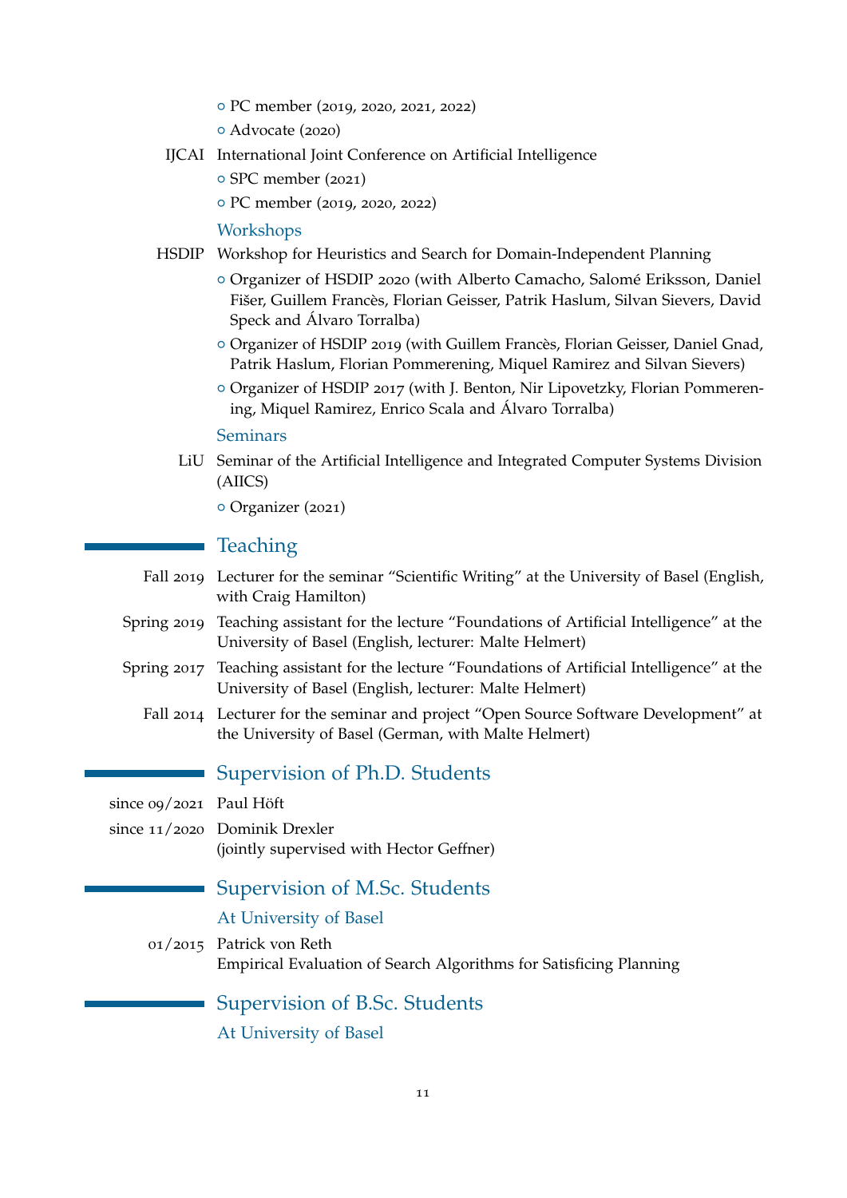- PC member (2019, 2020, 2021, 2022)
- Advocate (2020)

IJCAI International Joint Conference on Artificial Intelligence

- SPC member (2021)
- PC member (2019, 2020, 2022)

### Workshops

HSDIP Workshop for Heuristics and Search for Domain-Independent Planning

- Organizer of HSDIP 2020 (with Alberto Camacho, Salomé Eriksson, Daniel Fišer, Guillem Francès, Florian Geisser, Patrik Haslum, Silvan Sievers, David Speck and Álvaro Torralba)
- Organizer of HSDIP 2019 (with Guillem Francès, Florian Geisser, Daniel Gnad, Patrik Haslum, Florian Pommerening, Miquel Ramirez and Silvan Sievers)
- Organizer of HSDIP 2017 (with J. Benton, Nir Lipovetzky, Florian Pommerening, Miquel Ramirez, Enrico Scala and Álvaro Torralba)

### Seminars

LiU Seminar of the Artificial Intelligence and Integrated Computer Systems Division (AIICS)

- Organizer (2021)

## Teaching

Fall 2019 Lecturer for the seminar "Scientific Writing" at the University of Basel (English, with Craig Hamilton)

Spring 2019 Teaching assistant for the lecture "Foundations of Artificial Intelligence" at the University of Basel (English, lecturer: Malte Helmert)

Spring 2017 Teaching assistant for the lecture "Foundations of Artificial Intelligence" at the University of Basel (English, lecturer: Malte Helmert)

Fall 2014 Lecturer for the seminar and project "Open Source Software Development" at the University of Basel (German, with Malte Helmert)

## Supervision of Ph.D. Students

since 09/2021 Paul Höft

since 11/2020 Dominik Drexler
(jointly supervised with Hector Geffner)

## Supervision of M.Sc. Students

### At University of Basel

01/2015 Patrick von Reth
Empirical Evaluation of Search Algorithms for Satisficing Planning

## Supervision of B.Sc. Students

### At University of Basel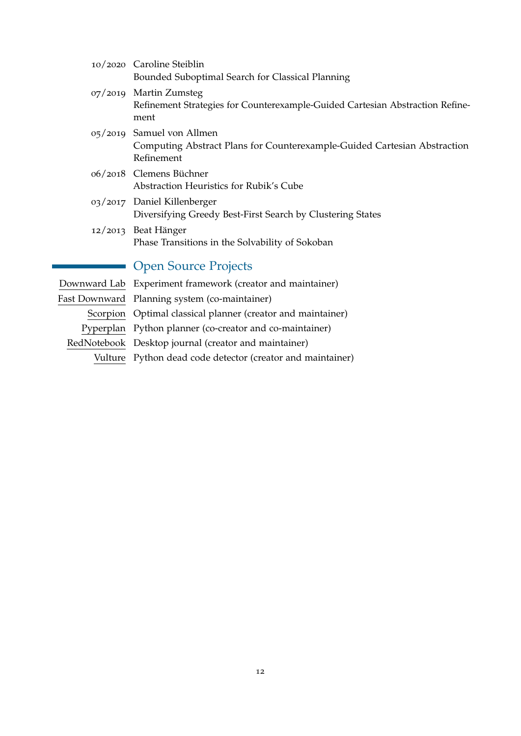- 10/2020 Caroline Steiblin
  Bounded Suboptimal Search for Classical Planning
- 07/2019 Martin Zumsteg
  Refinement Strategies for Counterexample-Guided Cartesian Abstraction Refinement
- 05/2019 Samuel von Allmen
  Computing Abstract Plans for Counterexample-Guided Cartesian Abstraction Refinement
- 06/2018 Clemens Büchner
  Abstraction Heuristics for Rubik's Cube
- 03/2017 Daniel Killenberger
  Diversifying Greedy Best-First Search by Clustering States
- 12/2013 Beat Hänger
  Phase Transitions in the Solvability of Sokoban

## Open Source Projects

- Downward Lab: Experiment framework (creator and maintainer)
- Fast Downward: Planning system (co-maintainer)
- Scorpion: Optimal classical planner (creator and maintainer)
- Pyperplan: Python planner (co-creator and co-maintainer)
- RedNotebook: Desktop journal (creator and maintainer)
- Vulture: Python dead code detector (creator and maintainer)